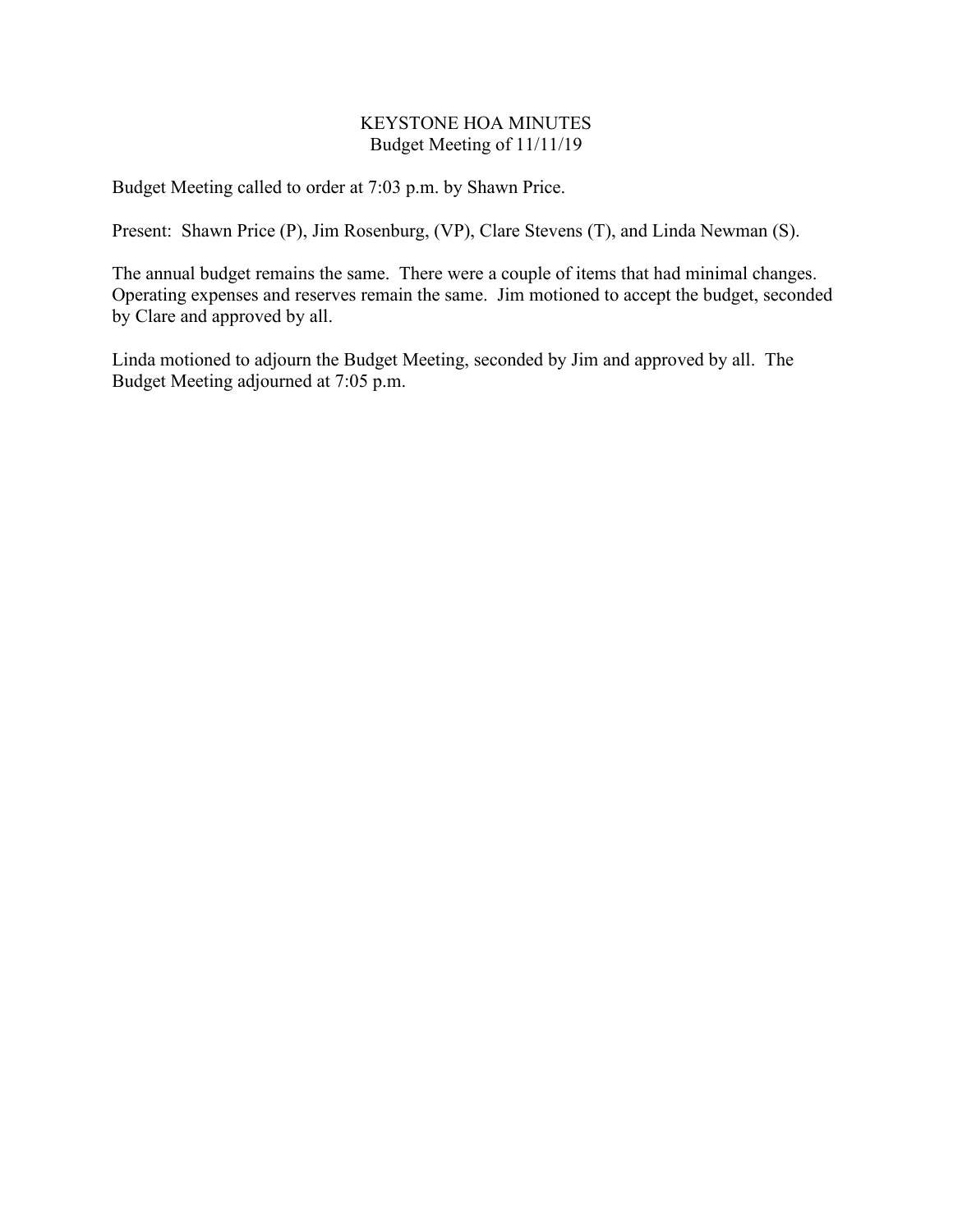# KEYSTONE HOA MINUTES

## Budget Meeting of 11/11/19

Budget Meeting called to order at 7:03 p.m. by Shawn Price.

Present: Shawn Price (P), Jim Rosenburg, (VP), Clare Stevens (T), and Linda Newman (S).

The annual budget remains the same. There were a couple of items that had minimal changes. Operating expenses and reserves remain the same. Jim motioned to accept the budget, seconded by Clare and approved by all.

Linda motioned to adjourn the Budget Meeting, seconded by Jim and approved by all. The Budget Meeting adjourned at 7:05 p.m.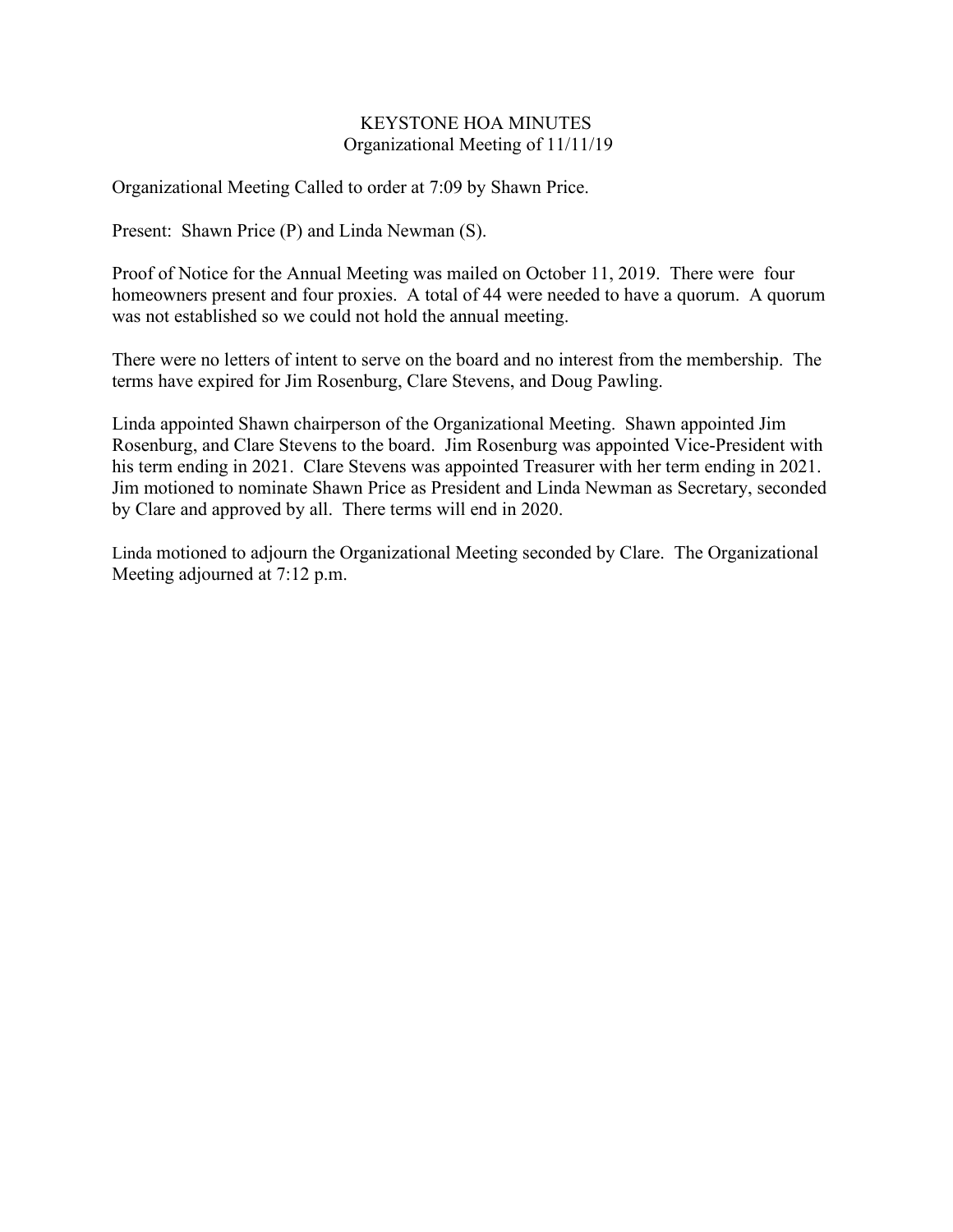# KEYSTONE HOA MINUTES
## Organizational Meeting of 11/11/19

Organizational Meeting Called to order at 7:09 by Shawn Price.

Present: Shawn Price (P) and Linda Newman (S).

Proof of Notice for the Annual Meeting was mailed on October 11, 2019. There were four homeowners present and four proxies. A total of 44 were needed to have a quorum. A quorum was not established so we could not hold the annual meeting.

There were no letters of intent to serve on the board and no interest from the membership. The terms have expired for Jim Rosenburg, Clare Stevens, and Doug Pawling.

Linda appointed Shawn chairperson of the Organizational Meeting. Shawn appointed Jim Rosenburg, and Clare Stevens to the board. Jim Rosenburg was appointed Vice-President with his term ending in 2021. Clare Stevens was appointed Treasurer with her term ending in 2021. Jim motioned to nominate Shawn Price as President and Linda Newman as Secretary, seconded by Clare and approved by all. There terms will end in 2020.

Linda motioned to adjourn the Organizational Meeting seconded by Clare. The Organizational Meeting adjourned at 7:12 p.m.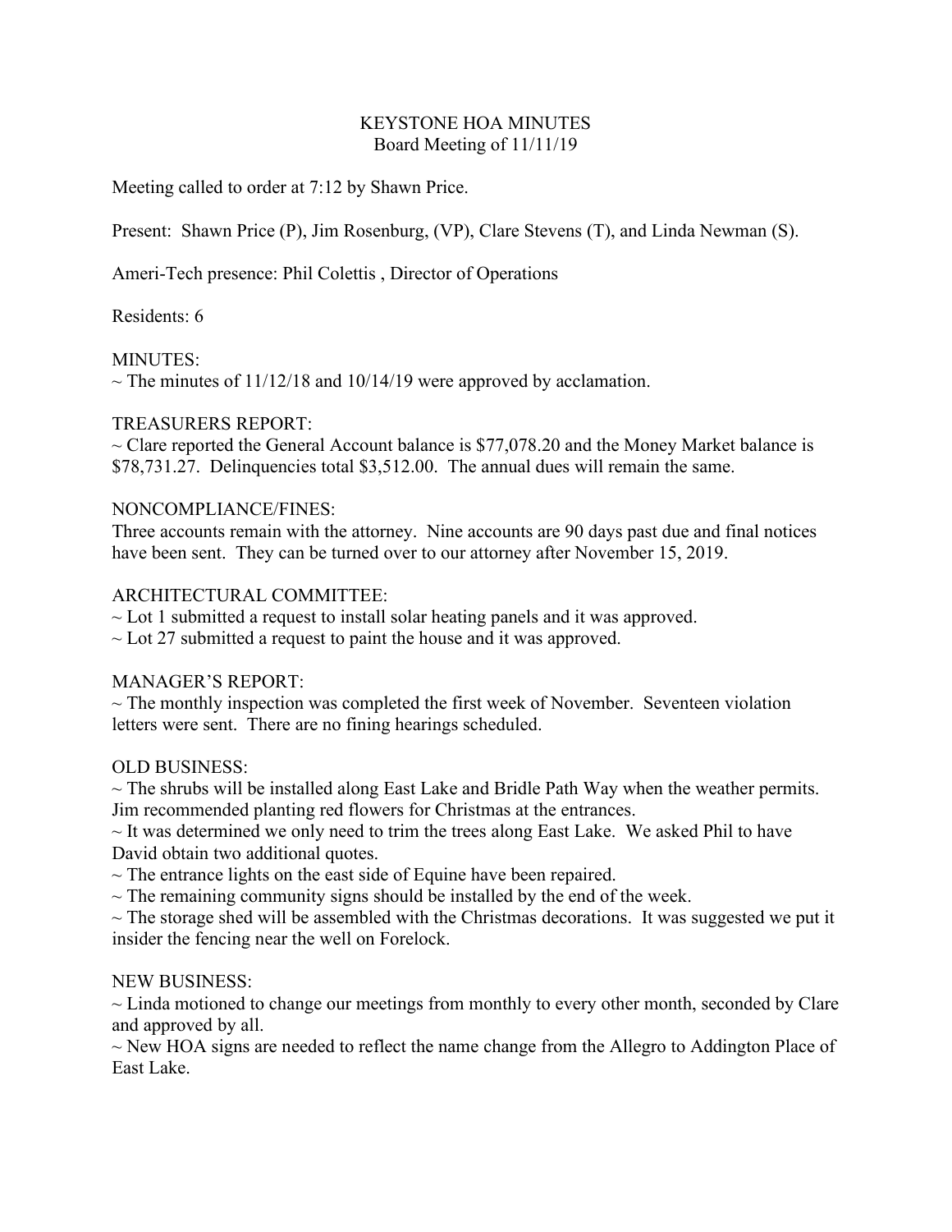# KEYSTONE HOA MINUTES

Board Meeting of 11/11/19

Meeting called to order at 7:12 by Shawn Price.

Present: Shawn Price (P), Jim Rosenburg, (VP), Clare Stevens (T), and Linda Newman (S).

Ameri-Tech presence: Phil Colettis , Director of Operations

Residents: 6

MINUTES:

~ The minutes of 11/12/18 and 10/14/19 were approved by acclamation.

TREASURERS REPORT:

~ Clare reported the General Account balance is $77,078.20 and the Money Market balance is $78,731.27. Delinquencies total $3,512.00. The annual dues will remain the same.

NONCOMPLIANCE/FINES:

Three accounts remain with the attorney. Nine accounts are 90 days past due and final notices have been sent. They can be turned over to our attorney after November 15, 2019.

ARCHITECTURAL COMMITTEE:

~ Lot 1 submitted a request to install solar heating panels and it was approved.

~ Lot 27 submitted a request to paint the house and it was approved.

MANAGER'S REPORT:

~ The monthly inspection was completed the first week of November. Seventeen violation letters were sent. There are no fining hearings scheduled.

OLD BUSINESS:

~ The shrubs will be installed along East Lake and Bridle Path Way when the weather permits. Jim recommended planting red flowers for Christmas at the entrances.

~ It was determined we only need to trim the trees along East Lake. We asked Phil to have David obtain two additional quotes.

~ The entrance lights on the east side of Equine have been repaired.

~ The remaining community signs should be installed by the end of the week.

~ The storage shed will be assembled with the Christmas decorations. It was suggested we put it insider the fencing near the well on Forelock.

NEW BUSINESS:

~ Linda motioned to change our meetings from monthly to every other month, seconded by Clare and approved by all.

~ New HOA signs are needed to reflect the name change from the Allegro to Addington Place of East Lake.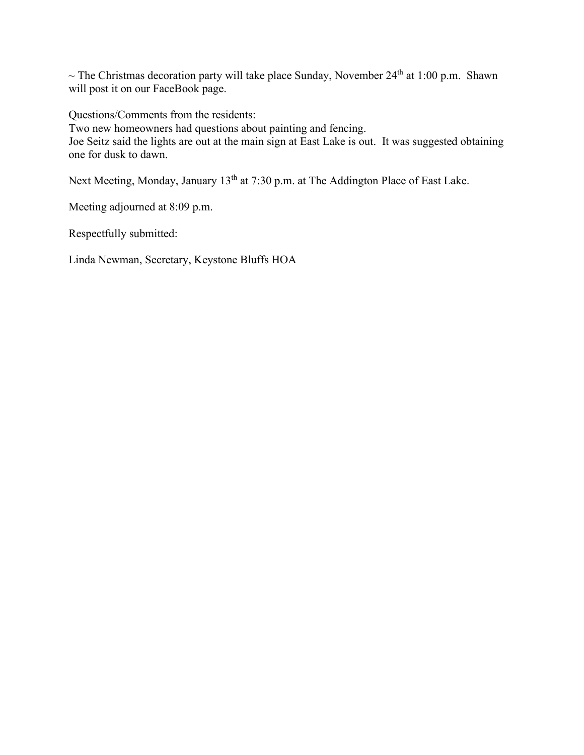~ The Christmas decoration party will take place Sunday, November 24th at 1:00 p.m. Shawn will post it on our FaceBook page.

Questions/Comments from the residents:
Two new homeowners had questions about painting and fencing.
Joe Seitz said the lights are out at the main sign at East Lake is out. It was suggested obtaining one for dusk to dawn.

Next Meeting, Monday, January 13th at 7:30 p.m. at The Addington Place of East Lake.

Meeting adjourned at 8:09 p.m.

Respectfully submitted:

Linda Newman, Secretary, Keystone Bluffs HOA